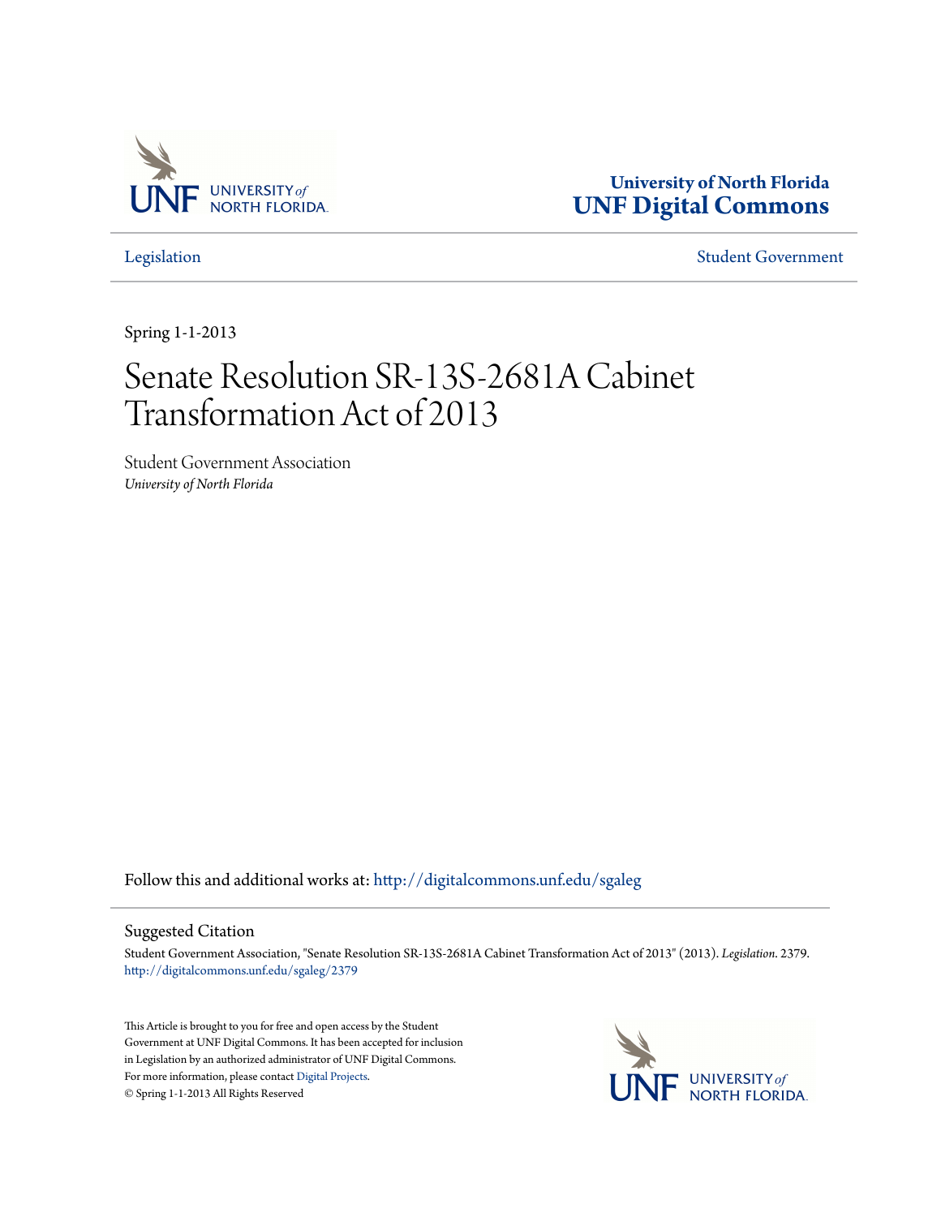University of North Florida
**UNF Digital Commons**

Legislation | Student Government

Spring 1-1-2013

# Senate Resolution SR-13S-2681A Cabinet Transformation Act of 2013

Student Government Association
*University of North Florida*

Follow this and additional works at: http://digitalcommons.unf.edu/sgaleg

## Suggested Citation

Student Government Association, "Senate Resolution SR-13S-2681A Cabinet Transformation Act of 2013" (2013). *Legislation*. 2379.
http://digitalcommons.unf.edu/sgaleg/2379

This Article is brought to you for free and open access by the Student Government at UNF Digital Commons. It has been accepted for inclusion in Legislation by an authorized administrator of UNF Digital Commons. For more information, please contact Digital Projects.
© Spring 1-1-2013 All Rights Reserved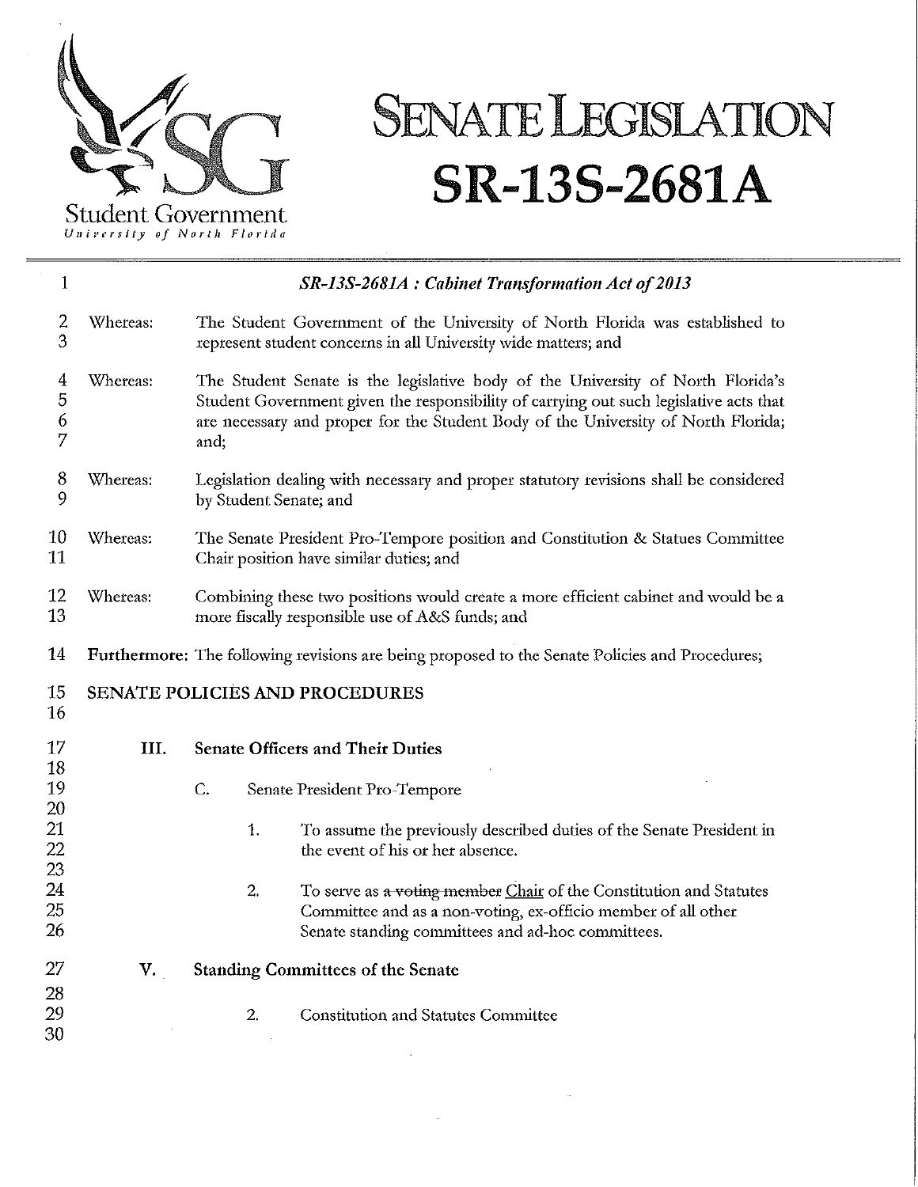Student Government
*University of North Florida*

# SENATE LEGISLATION SR-13S-2681A

1 ***SR-13S-2681A : Cabinet Transformation Act of 2013***

2 Whereas: The Student Government of the University of North Florida was established to
3 represent student concerns in all University wide matters; and

4 Whereas: The Student Senate is the legislative body of the University of North Florida's
5 Student Government given the responsibility of carrying out such legislative acts that
6 are necessary and proper for the Student Body of the University of North Florida;
7 and;

8 Whereas: Legislation dealing with necessary and proper statutory revisions shall be considered
9 by Student Senate; and

10 Whereas: The Senate President Pro-Tempore position and Constitution & Statues Committee
11 Chair position have similar duties; and

12 Whereas: Combining these two positions would create a more efficient cabinet and would be a
13 more fiscally responsible use of A&S funds; and

14 **Furthermore:** The following revisions are being proposed to the Senate Policies and Procedures;

15 SENATE POLICIES AND PROCEDURES
16
17 **III. Senate Officers and Their Duties**
18
19 C. Senate President Pro-Tempore
20
21 1. To assume the previously described duties of the Senate President in
22 the event of his or her absence.
23
24 2. To serve as ~~a voting member~~ <u>Chair</u> of the Constitution and Statutes
25 Committee and as a non-voting, ex-officio member of all other
26 Senate standing committees and ad-hoc committees.

27 **V. Standing Committees of the Senate**
28
29 2. Constitution and Statutes Committee
30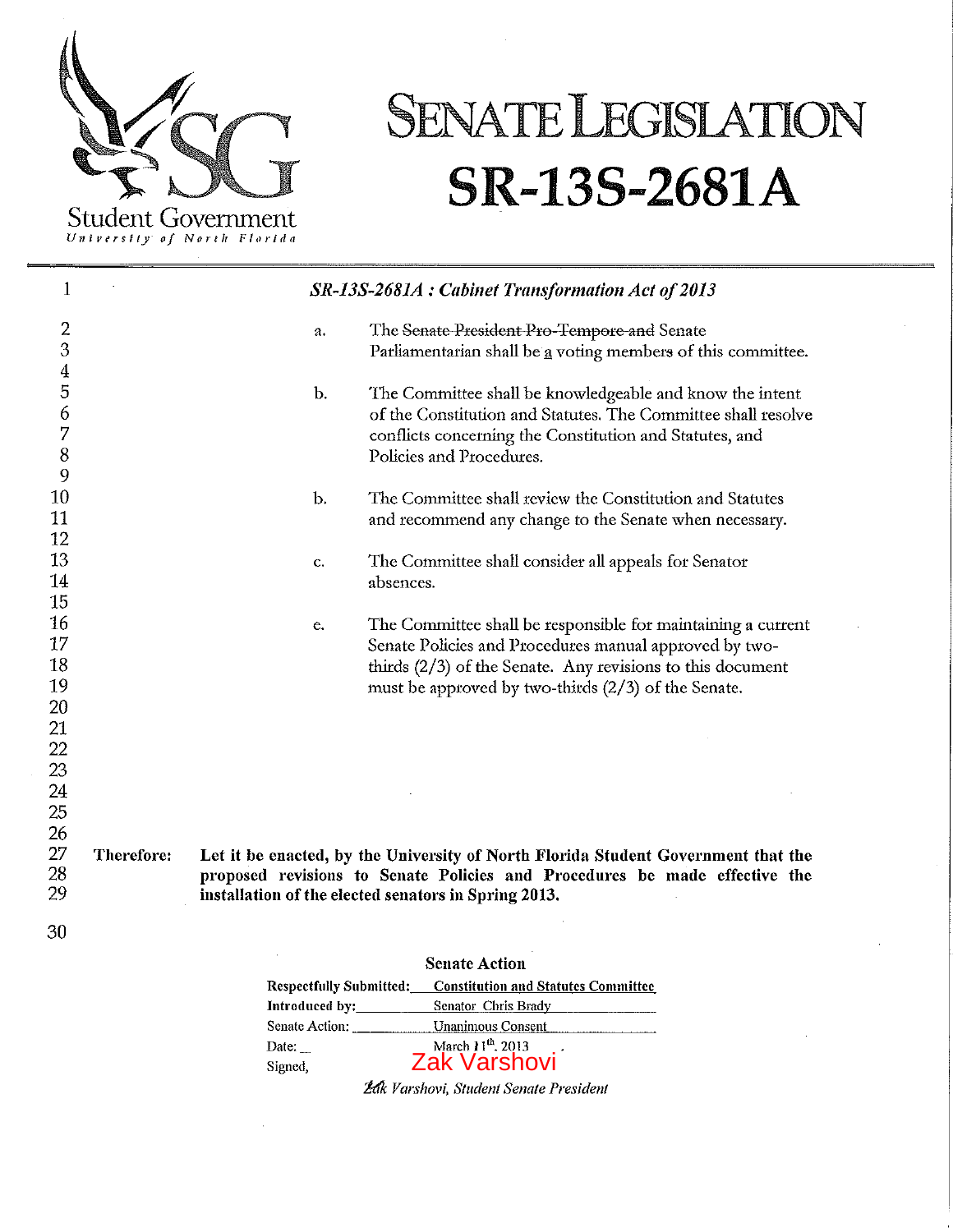# SENATE LEGISLATION

# SR-13S-2681A

***SR-13S-2681A : Cabinet Transformation Act of 2013***

a. The ~~Senate President Pro-Tempore and~~ Senate Parliamentarian shall be a voting members of this committee.

b. The Committee shall be knowledgeable and know the intent of the Constitution and Statutes. The Committee shall resolve conflicts concerning the Constitution and Statutes, and Policies and Procedures.

b. The Committee shall review the Constitution and Statutes and recommend any change to the Senate when necessary.

c. The Committee shall consider all appeals for Senator absences.

e. The Committee shall be responsible for maintaining a current Senate Policies and Procedures manual approved by two-thirds (2/3) of the Senate. Any revisions to this document must be approved by two-thirds (2/3) of the Senate.

**Therefore: Let it be enacted, by the University of North Florida Student Government that the proposed revisions to Senate Policies and Procedures be made effective the installation of the elected senators in Spring 2013.**

**Senate Action**

**Respectfully Submitted:** **Constitution and Statutes Committee**

**Introduced by:** Senator Chris Brady

Senate Action: Unanimous Consent

Date: March 11th, 2013

Signed, Zak Varshovi

*Zak Varshovi, Student Senate President*